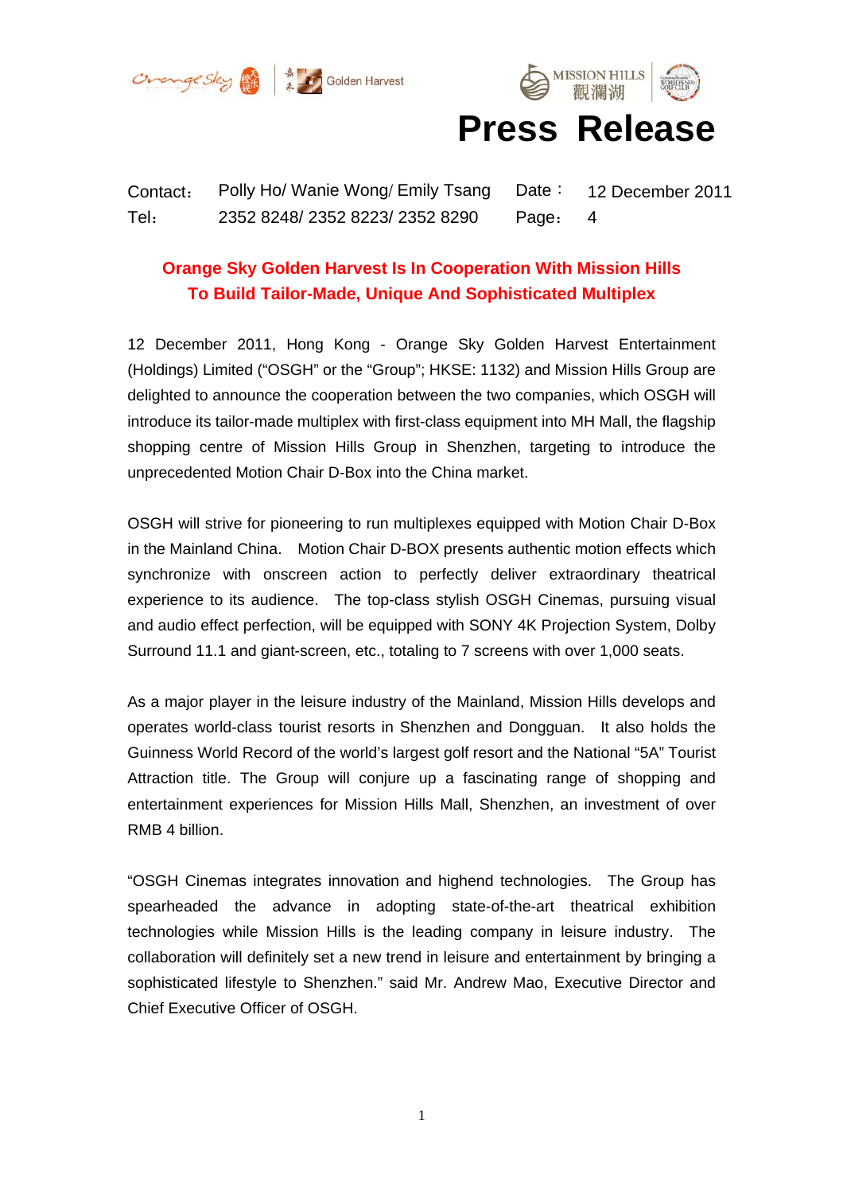# Press Release

| Contact： | Polly Ho/ Wanie Wong/ Emily Tsang | Date： | 12 December 2011 |
|---|---|---|---|
| Tel： | 2352 8248/ 2352 8223/ 2352 8290 | Page： | 4 |

## Orange Sky Golden Harvest Is In Cooperation With Mission Hills To Build Tailor-Made, Unique And Sophisticated Multiplex

12 December 2011, Hong Kong - Orange Sky Golden Harvest Entertainment (Holdings) Limited ("OSGH" or the "Group"; HKSE: 1132) and Mission Hills Group are delighted to announce the cooperation between the two companies, which OSGH will introduce its tailor-made multiplex with first-class equipment into MH Mall, the flagship shopping centre of Mission Hills Group in Shenzhen, targeting to introduce the unprecedented Motion Chair D-Box into the China market.

OSGH will strive for pioneering to run multiplexes equipped with Motion Chair D-Box in the Mainland China. Motion Chair D-BOX presents authentic motion effects which synchronize with onscreen action to perfectly deliver extraordinary theatrical experience to its audience. The top-class stylish OSGH Cinemas, pursuing visual and audio effect perfection, will be equipped with SONY 4K Projection System, Dolby Surround 11.1 and giant-screen, etc., totaling to 7 screens with over 1,000 seats.

As a major player in the leisure industry of the Mainland, Mission Hills develops and operates world-class tourist resorts in Shenzhen and Dongguan. It also holds the Guinness World Record of the world's largest golf resort and the National "5A" Tourist Attraction title. The Group will conjure up a fascinating range of shopping and entertainment experiences for Mission Hills Mall, Shenzhen, an investment of over RMB 4 billion.

"OSGH Cinemas integrates innovation and highend technologies. The Group has spearheaded the advance in adopting state-of-the-art theatrical exhibition technologies while Mission Hills is the leading company in leisure industry. The collaboration will definitely set a new trend in leisure and entertainment by bringing a sophisticated lifestyle to Shenzhen." said Mr. Andrew Mao, Executive Director and Chief Executive Officer of OSGH.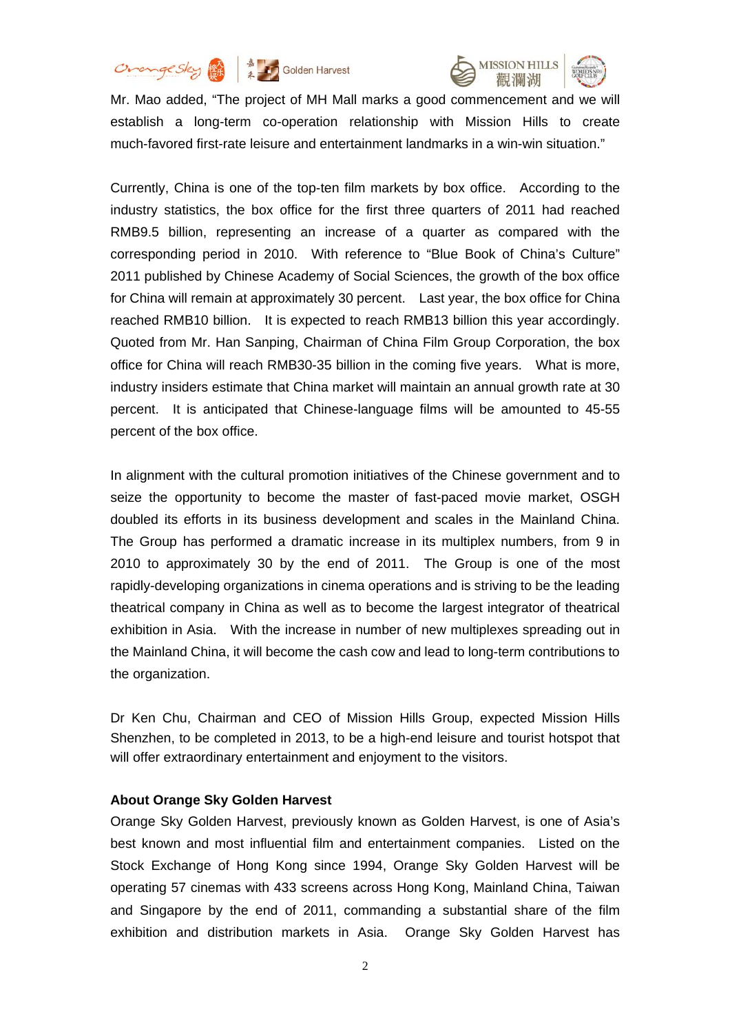Mr. Mao added, "The project of MH Mall marks a good commencement and we will establish a long-term co-operation relationship with Mission Hills to create much-favored first-rate leisure and entertainment landmarks in a win-win situation."

Currently, China is one of the top-ten film markets by box office. According to the industry statistics, the box office for the first three quarters of 2011 had reached RMB9.5 billion, representing an increase of a quarter as compared with the corresponding period in 2010. With reference to "Blue Book of China's Culture" 2011 published by Chinese Academy of Social Sciences, the growth of the box office for China will remain at approximately 30 percent. Last year, the box office for China reached RMB10 billion. It is expected to reach RMB13 billion this year accordingly. Quoted from Mr. Han Sanping, Chairman of China Film Group Corporation, the box office for China will reach RMB30-35 billion in the coming five years. What is more, industry insiders estimate that China market will maintain an annual growth rate at 30 percent. It is anticipated that Chinese-language films will be amounted to 45-55 percent of the box office.

In alignment with the cultural promotion initiatives of the Chinese government and to seize the opportunity to become the master of fast-paced movie market, OSGH doubled its efforts in its business development and scales in the Mainland China. The Group has performed a dramatic increase in its multiplex numbers, from 9 in 2010 to approximately 30 by the end of 2011. The Group is one of the most rapidly-developing organizations in cinema operations and is striving to be the leading theatrical company in China as well as to become the largest integrator of theatrical exhibition in Asia. With the increase in number of new multiplexes spreading out in the Mainland China, it will become the cash cow and lead to long-term contributions to the organization.

Dr Ken Chu, Chairman and CEO of Mission Hills Group, expected Mission Hills Shenzhen, to be completed in 2013, to be a high-end leisure and tourist hotspot that will offer extraordinary entertainment and enjoyment to the visitors.

**About Orange Sky Golden Harvest**

Orange Sky Golden Harvest, previously known as Golden Harvest, is one of Asia's best known and most influential film and entertainment companies. Listed on the Stock Exchange of Hong Kong since 1994, Orange Sky Golden Harvest will be operating 57 cinemas with 433 screens across Hong Kong, Mainland China, Taiwan and Singapore by the end of 2011, commanding a substantial share of the film exhibition and distribution markets in Asia. Orange Sky Golden Harvest has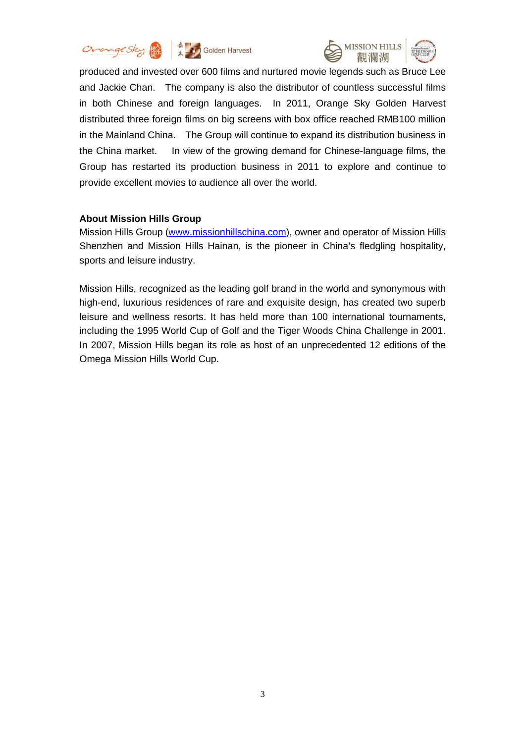produced and invested over 600 films and nurtured movie legends such as Bruce Lee and Jackie Chan. The company is also the distributor of countless successful films in both Chinese and foreign languages. In 2011, Orange Sky Golden Harvest distributed three foreign films on big screens with box office reached RMB100 million in the Mainland China. The Group will continue to expand its distribution business in the China market. In view of the growing demand for Chinese-language films, the Group has restarted its production business in 2011 to explore and continue to provide excellent movies to audience all over the world.

**About Mission Hills Group**

Mission Hills Group ([www.missionhillschina.com](http://www.missionhillschina.com)), owner and operator of Mission Hills Shenzhen and Mission Hills Hainan, is the pioneer in China's fledgling hospitality, sports and leisure industry.

Mission Hills, recognized as the leading golf brand in the world and synonymous with high-end, luxurious residences of rare and exquisite design, has created two superb leisure and wellness resorts. It has held more than 100 international tournaments, including the 1995 World Cup of Golf and the Tiger Woods China Challenge in 2001. In 2007, Mission Hills began its role as host of an unprecedented 12 editions of the Omega Mission Hills World Cup.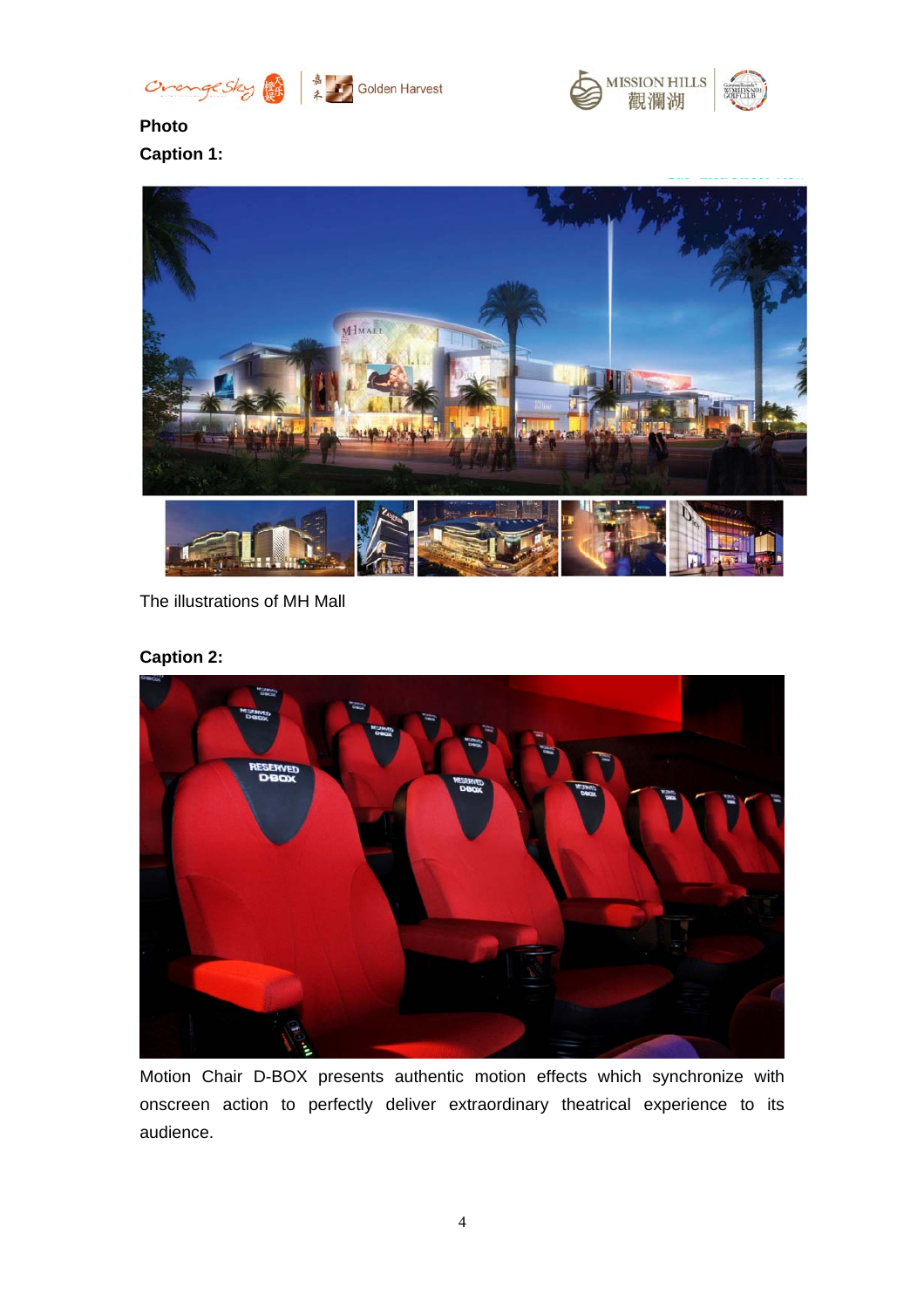**Photo**

**Caption 1:**

The illustrations of MH Mall

**Caption 2:**

Motion Chair D-BOX presents authentic motion effects which synchronize with onscreen action to perfectly deliver extraordinary theatrical experience to its audience.